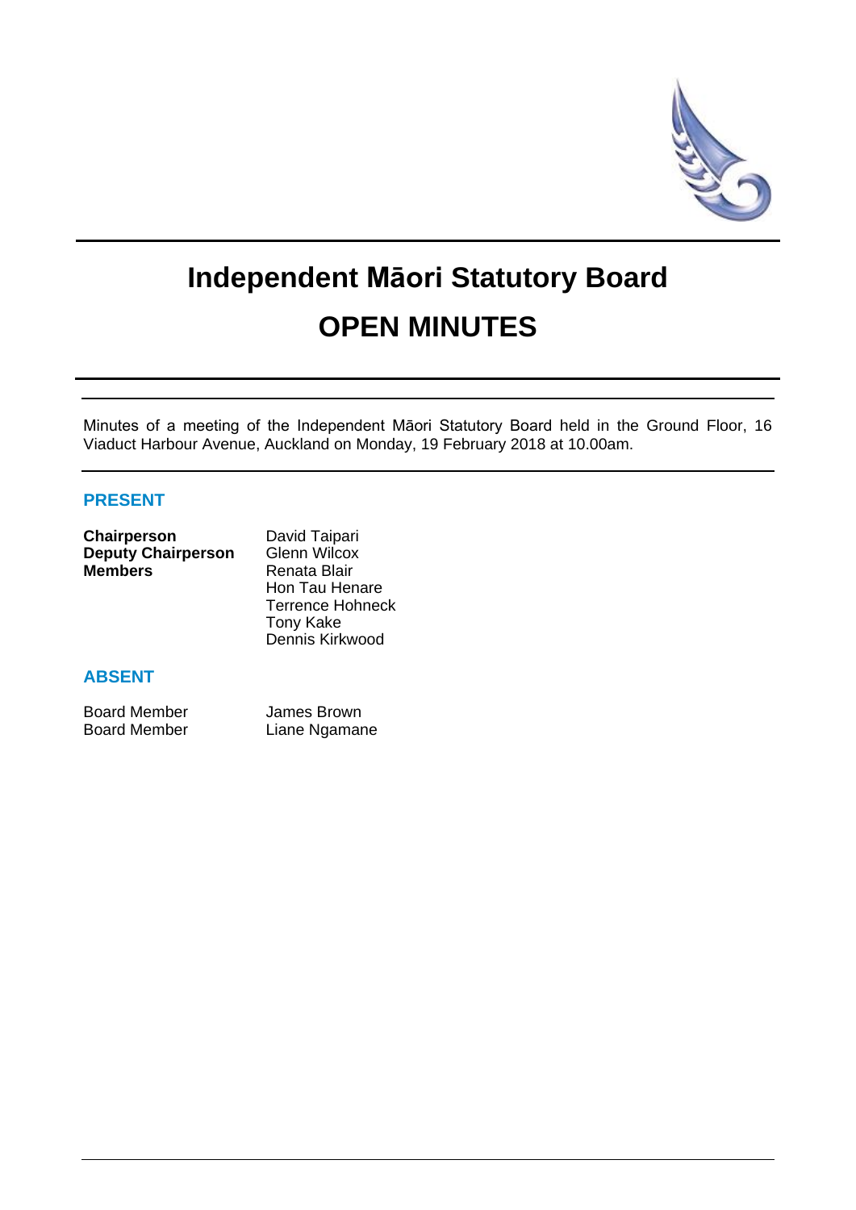# Independent Māori Statutory Board

# OPEN MINUTES

Minutes of a meeting of the Independent Māori Statutory Board held in the Ground Floor, 16 Viaduct Harbour Avenue, Auckland on Monday, 19 February 2018 at 10.00am.

## PRESENT

| | |
|---|---|
| **Chairperson** | David Taipari |
| **Deputy Chairperson** | Glenn Wilcox |
| **Members** | Renata Blair |
| | Hon Tau Henare |
| | Terrence Hohneck |
| | Tony Kake |
| | Dennis Kirkwood |

## ABSENT

| | |
|---|---|
| Board Member | James Brown |
| Board Member | Liane Ngamane |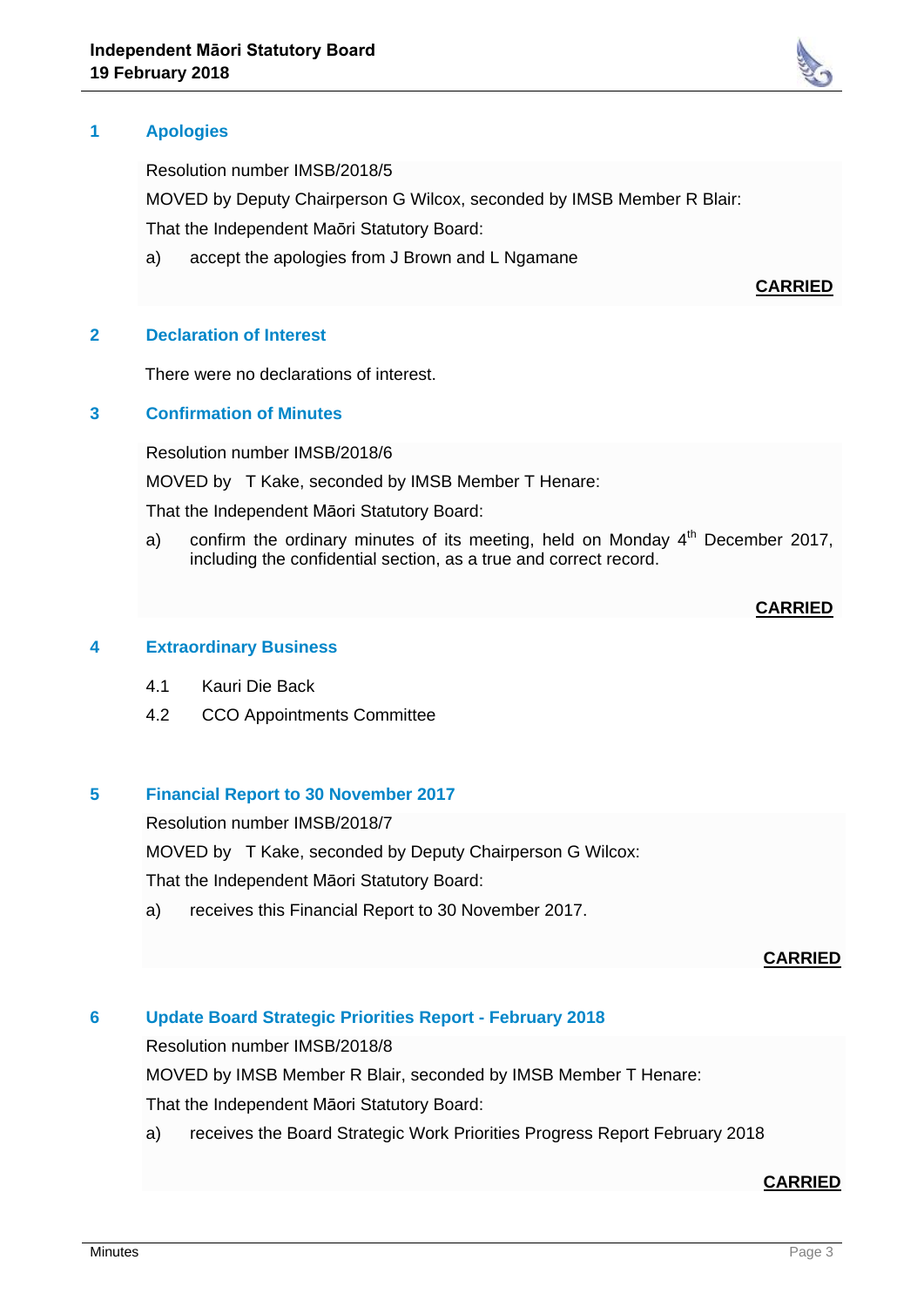## 1 Apologies

Resolution number IMSB/2018/5

MOVED by Deputy Chairperson G Wilcox, seconded by IMSB Member R Blair:

That the Independent Maōri Statutory Board:

a) accept the apologies from J Brown and L Ngamane

**CARRIED**

## 2 Declaration of Interest

There were no declarations of interest.

## 3 Confirmation of Minutes

Resolution number IMSB/2018/6

MOVED by T Kake, seconded by IMSB Member T Henare:

That the Independent Māori Statutory Board:

a) confirm the ordinary minutes of its meeting, held on Monday 4th December 2017, including the confidential section, as a true and correct record.

**CARRIED**

## 4 Extraordinary Business

4.1 Kauri Die Back

4.2 CCO Appointments Committee

## 5 Financial Report to 30 November 2017

Resolution number IMSB/2018/7

MOVED by T Kake, seconded by Deputy Chairperson G Wilcox:

That the Independent Māori Statutory Board:

a) receives this Financial Report to 30 November 2017.

**CARRIED**

## 6 Update Board Strategic Priorities Report - February 2018

Resolution number IMSB/2018/8

MOVED by IMSB Member R Blair, seconded by IMSB Member T Henare:

That the Independent Māori Statutory Board:

a) receives the Board Strategic Work Priorities Progress Report February 2018

**CARRIED**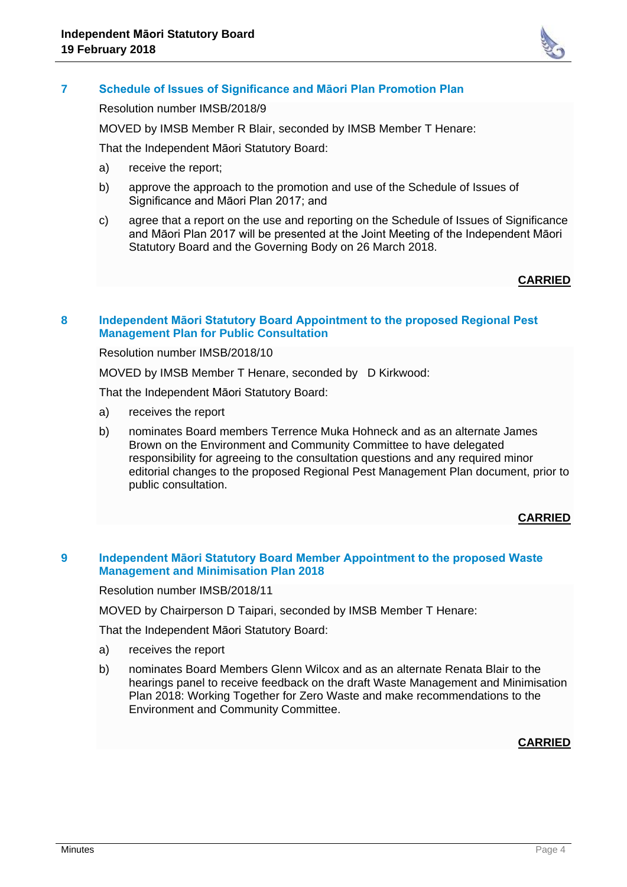## 7 Schedule of Issues of Significance and Māori Plan Promotion Plan

Resolution number IMSB/2018/9

MOVED by IMSB Member R Blair, seconded by IMSB Member T Henare:

That the Independent Māori Statutory Board:

a) receive the report;

b) approve the approach to the promotion and use of the Schedule of Issues of Significance and Māori Plan 2017; and

c) agree that a report on the use and reporting on the Schedule of Issues of Significance and Māori Plan 2017 will be presented at the Joint Meeting of the Independent Māori Statutory Board and the Governing Body on 26 March 2018.

**CARRIED**

## 8 Independent Māori Statutory Board Appointment to the proposed Regional Pest Management Plan for Public Consultation

Resolution number IMSB/2018/10

MOVED by IMSB Member T Henare, seconded by D Kirkwood:

That the Independent Māori Statutory Board:

a) receives the report

b) nominates Board members Terrence Muka Hohneck and as an alternate James Brown on the Environment and Community Committee to have delegated responsibility for agreeing to the consultation questions and any required minor editorial changes to the proposed Regional Pest Management Plan document, prior to public consultation.

**CARRIED**

## 9 Independent Māori Statutory Board Member Appointment to the proposed Waste Management and Minimisation Plan 2018

Resolution number IMSB/2018/11

MOVED by Chairperson D Taipari, seconded by IMSB Member T Henare:

That the Independent Māori Statutory Board:

a) receives the report

b) nominates Board Members Glenn Wilcox and as an alternate Renata Blair to the hearings panel to receive feedback on the draft Waste Management and Minimisation Plan 2018: Working Together for Zero Waste and make recommendations to the Environment and Community Committee.

**CARRIED**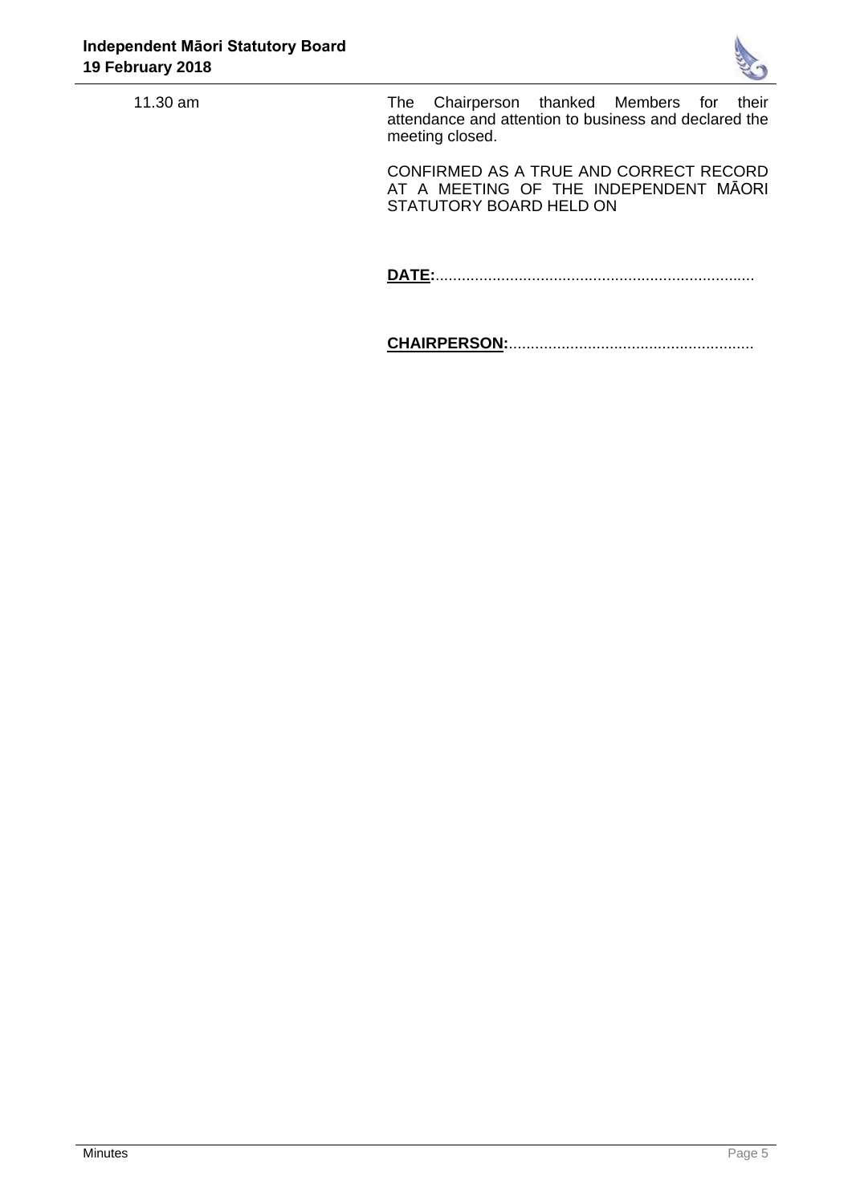11.30 am

The Chairperson thanked Members for their attendance and attention to business and declared the meeting closed.

CONFIRMED AS A TRUE AND CORRECT RECORD AT A MEETING OF THE INDEPENDENT MĀORI STATUTORY BOARD HELD ON

**DATE:**.........................................................................

**CHAIRPERSON:**........................................................